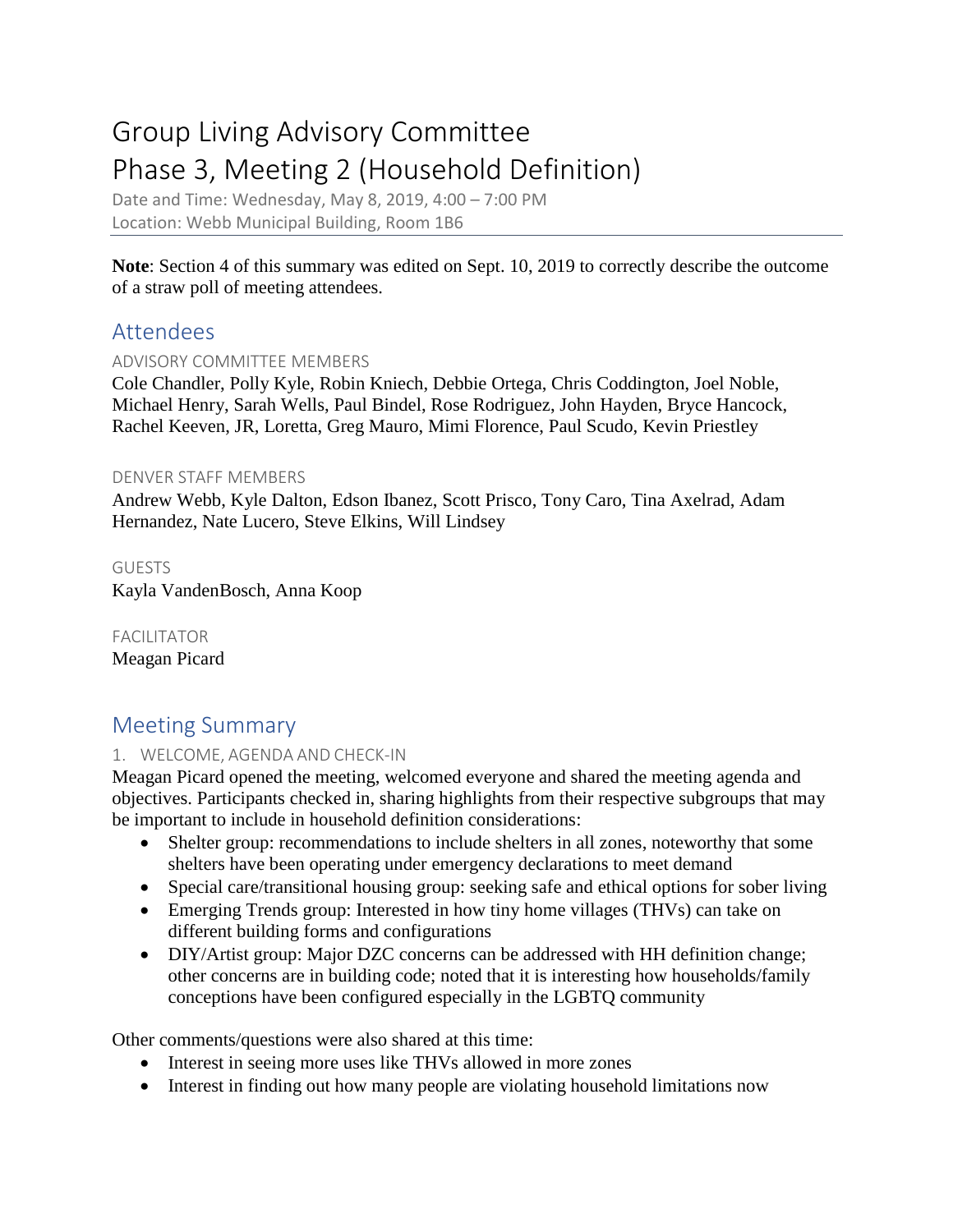# Group Living Advisory Committee
# Phase 3, Meeting 2 (Household Definition)

Date and Time: Wednesday, May 8, 2019, 4:00 – 7:00 PM
Location: Webb Municipal Building, Room 1B6

**Note**: Section 4 of this summary was edited on Sept. 10, 2019 to correctly describe the outcome of a straw poll of meeting attendees.

## Attendees

ADVISORY COMMITTEE MEMBERS

Cole Chandler, Polly Kyle, Robin Kniech, Debbie Ortega, Chris Coddington, Joel Noble, Michael Henry, Sarah Wells, Paul Bindel, Rose Rodriguez, John Hayden, Bryce Hancock, Rachel Keeven, JR, Loretta, Greg Mauro, Mimi Florence, Paul Scudo, Kevin Priestley

DENVER STAFF MEMBERS

Andrew Webb, Kyle Dalton, Edson Ibanez, Scott Prisco, Tony Caro, Tina Axelrad, Adam Hernandez, Nate Lucero, Steve Elkins, Will Lindsey

GUESTS

Kayla VandenBosch, Anna Koop

FACILITATOR

Meagan Picard

## Meeting Summary

### 1. WELCOME, AGENDA AND CHECK-IN

Meagan Picard opened the meeting, welcomed everyone and shared the meeting agenda and objectives. Participants checked in, sharing highlights from their respective subgroups that may be important to include in household definition considerations:

- Shelter group: recommendations to include shelters in all zones, noteworthy that some shelters have been operating under emergency declarations to meet demand
- Special care/transitional housing group: seeking safe and ethical options for sober living
- Emerging Trends group: Interested in how tiny home villages (THVs) can take on different building forms and configurations
- DIY/Artist group: Major DZC concerns can be addressed with HH definition change; other concerns are in building code; noted that it is interesting how households/family conceptions have been configured especially in the LGBTQ community

Other comments/questions were also shared at this time:

- Interest in seeing more uses like THVs allowed in more zones
- Interest in finding out how many people are violating household limitations now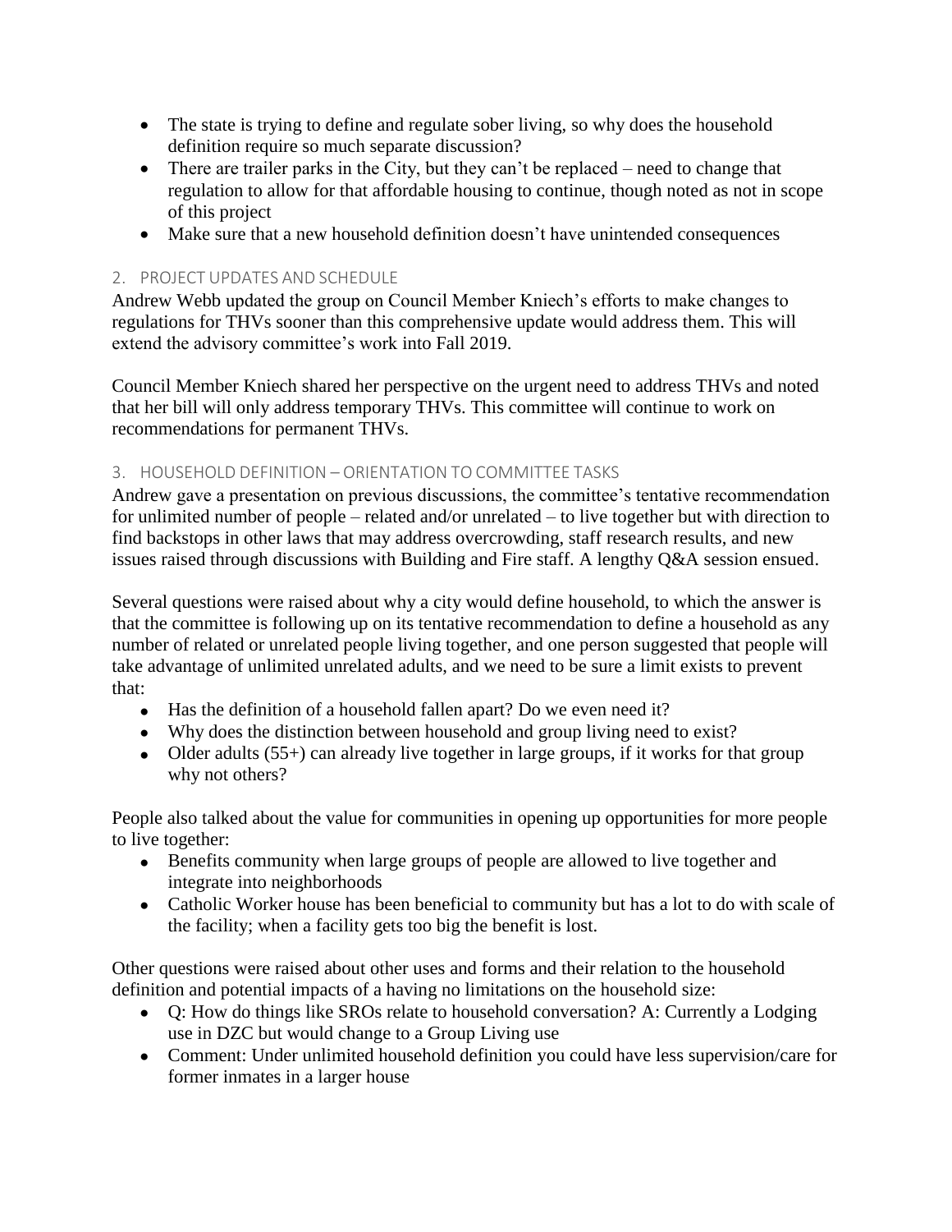- The state is trying to define and regulate sober living, so why does the household definition require so much separate discussion?
- There are trailer parks in the City, but they can't be replaced – need to change that regulation to allow for that affordable housing to continue, though noted as not in scope of this project
- Make sure that a new household definition doesn't have unintended consequences

## 2. PROJECT UPDATES AND SCHEDULE

Andrew Webb updated the group on Council Member Kniech's efforts to make changes to regulations for THVs sooner than this comprehensive update would address them. This will extend the advisory committee's work into Fall 2019.

Council Member Kniech shared her perspective on the urgent need to address THVs and noted that her bill will only address temporary THVs. This committee will continue to work on recommendations for permanent THVs.

## 3. HOUSEHOLD DEFINITION – ORIENTATION TO COMMITTEE TASKS

Andrew gave a presentation on previous discussions, the committee's tentative recommendation for unlimited number of people – related and/or unrelated – to live together but with direction to find backstops in other laws that may address overcrowding, staff research results, and new issues raised through discussions with Building and Fire staff. A lengthy Q&A session ensued.

Several questions were raised about why a city would define household, to which the answer is that the committee is following up on its tentative recommendation to define a household as any number of related or unrelated people living together, and one person suggested that people will take advantage of unlimited unrelated adults, and we need to be sure a limit exists to prevent that:

- Has the definition of a household fallen apart? Do we even need it?
- Why does the distinction between household and group living need to exist?
- Older adults (55+) can already live together in large groups, if it works for that group why not others?

People also talked about the value for communities in opening up opportunities for more people to live together:

- Benefits community when large groups of people are allowed to live together and integrate into neighborhoods
- Catholic Worker house has been beneficial to community but has a lot to do with scale of the facility; when a facility gets too big the benefit is lost.

Other questions were raised about other uses and forms and their relation to the household definition and potential impacts of a having no limitations on the household size:

- Q: How do things like SROs relate to household conversation? A: Currently a Lodging use in DZC but would change to a Group Living use
- Comment: Under unlimited household definition you could have less supervision/care for former inmates in a larger house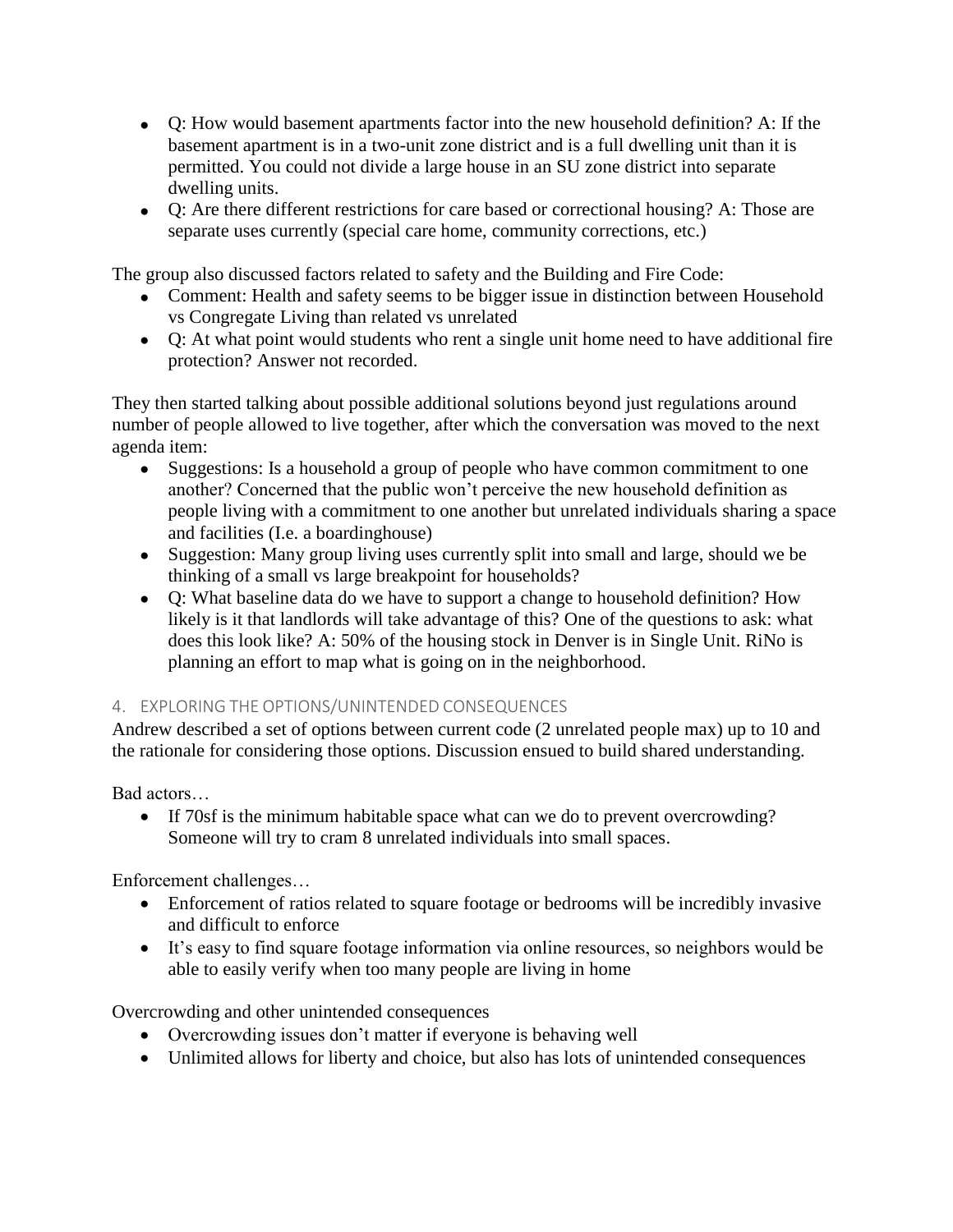- Q: How would basement apartments factor into the new household definition? A: If the basement apartment is in a two-unit zone district and is a full dwelling unit than it is permitted. You could not divide a large house in an SU zone district into separate dwelling units.
- Q: Are there different restrictions for care based or correctional housing? A: Those are separate uses currently (special care home, community corrections, etc.)

The group also discussed factors related to safety and the Building and Fire Code:

- Comment: Health and safety seems to be bigger issue in distinction between Household vs Congregate Living than related vs unrelated
- Q: At what point would students who rent a single unit home need to have additional fire protection? Answer not recorded.

They then started talking about possible additional solutions beyond just regulations around number of people allowed to live together, after which the conversation was moved to the next agenda item:

- Suggestions: Is a household a group of people who have common commitment to one another? Concerned that the public won't perceive the new household definition as people living with a commitment to one another but unrelated individuals sharing a space and facilities (I.e. a boardinghouse)
- Suggestion: Many group living uses currently split into small and large, should we be thinking of a small vs large breakpoint for households?
- Q: What baseline data do we have to support a change to household definition? How likely is it that landlords will take advantage of this? One of the questions to ask: what does this look like? A: 50% of the housing stock in Denver is in Single Unit. RiNo is planning an effort to map what is going on in the neighborhood.

## 4. EXPLORING THE OPTIONS/UNINTENDED CONSEQUENCES

Andrew described a set of options between current code (2 unrelated people max) up to 10 and the rationale for considering those options. Discussion ensued to build shared understanding.

Bad actors…

- If 70sf is the minimum habitable space what can we do to prevent overcrowding? Someone will try to cram 8 unrelated individuals into small spaces.

Enforcement challenges…

- Enforcement of ratios related to square footage or bedrooms will be incredibly invasive and difficult to enforce
- It's easy to find square footage information via online resources, so neighbors would be able to easily verify when too many people are living in home

Overcrowding and other unintended consequences

- Overcrowding issues don't matter if everyone is behaving well
- Unlimited allows for liberty and choice, but also has lots of unintended consequences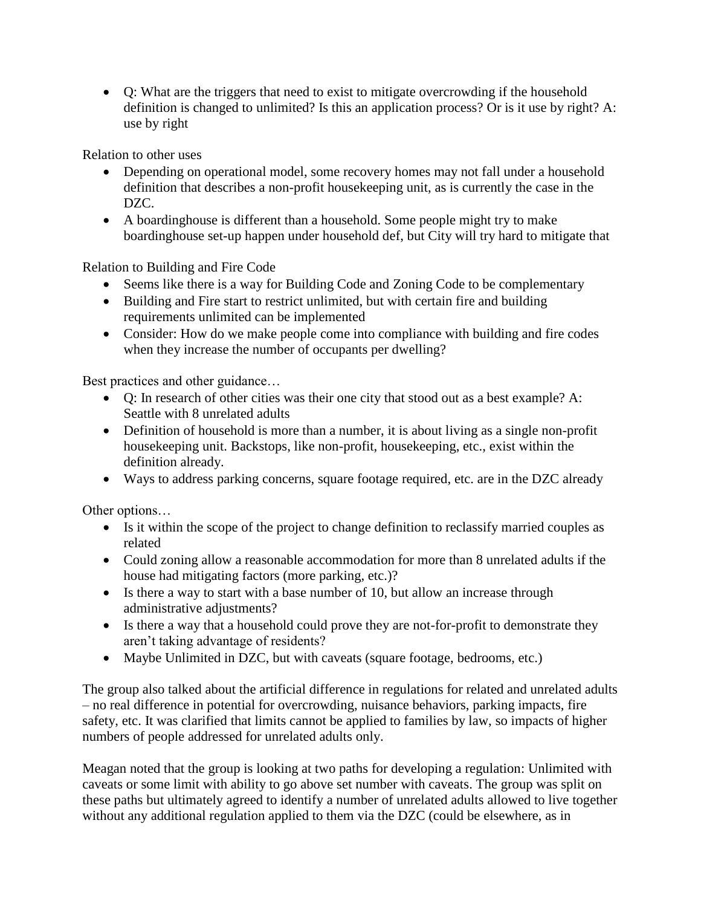- Q: What are the triggers that need to exist to mitigate overcrowding if the household definition is changed to unlimited? Is this an application process? Or is it use by right? A: use by right

Relation to other uses

- Depending on operational model, some recovery homes may not fall under a household definition that describes a non-profit housekeeping unit, as is currently the case in the DZC.
- A boardinghouse is different than a household. Some people might try to make boardinghouse set-up happen under household def, but City will try hard to mitigate that

Relation to Building and Fire Code

- Seems like there is a way for Building Code and Zoning Code to be complementary
- Building and Fire start to restrict unlimited, but with certain fire and building requirements unlimited can be implemented
- Consider: How do we make people come into compliance with building and fire codes when they increase the number of occupants per dwelling?

Best practices and other guidance…

- Q: In research of other cities was their one city that stood out as a best example? A: Seattle with 8 unrelated adults
- Definition of household is more than a number, it is about living as a single non-profit housekeeping unit. Backstops, like non-profit, housekeeping, etc., exist within the definition already.
- Ways to address parking concerns, square footage required, etc. are in the DZC already

Other options…

- Is it within the scope of the project to change definition to reclassify married couples as related
- Could zoning allow a reasonable accommodation for more than 8 unrelated adults if the house had mitigating factors (more parking, etc.)?
- Is there a way to start with a base number of 10, but allow an increase through administrative adjustments?
- Is there a way that a household could prove they are not-for-profit to demonstrate they aren't taking advantage of residents?
- Maybe Unlimited in DZC, but with caveats (square footage, bedrooms, etc.)

The group also talked about the artificial difference in regulations for related and unrelated adults – no real difference in potential for overcrowding, nuisance behaviors, parking impacts, fire safety, etc. It was clarified that limits cannot be applied to families by law, so impacts of higher numbers of people addressed for unrelated adults only.

Meagan noted that the group is looking at two paths for developing a regulation: Unlimited with caveats or some limit with ability to go above set number with caveats. The group was split on these paths but ultimately agreed to identify a number of unrelated adults allowed to live together without any additional regulation applied to them via the DZC (could be elsewhere, as in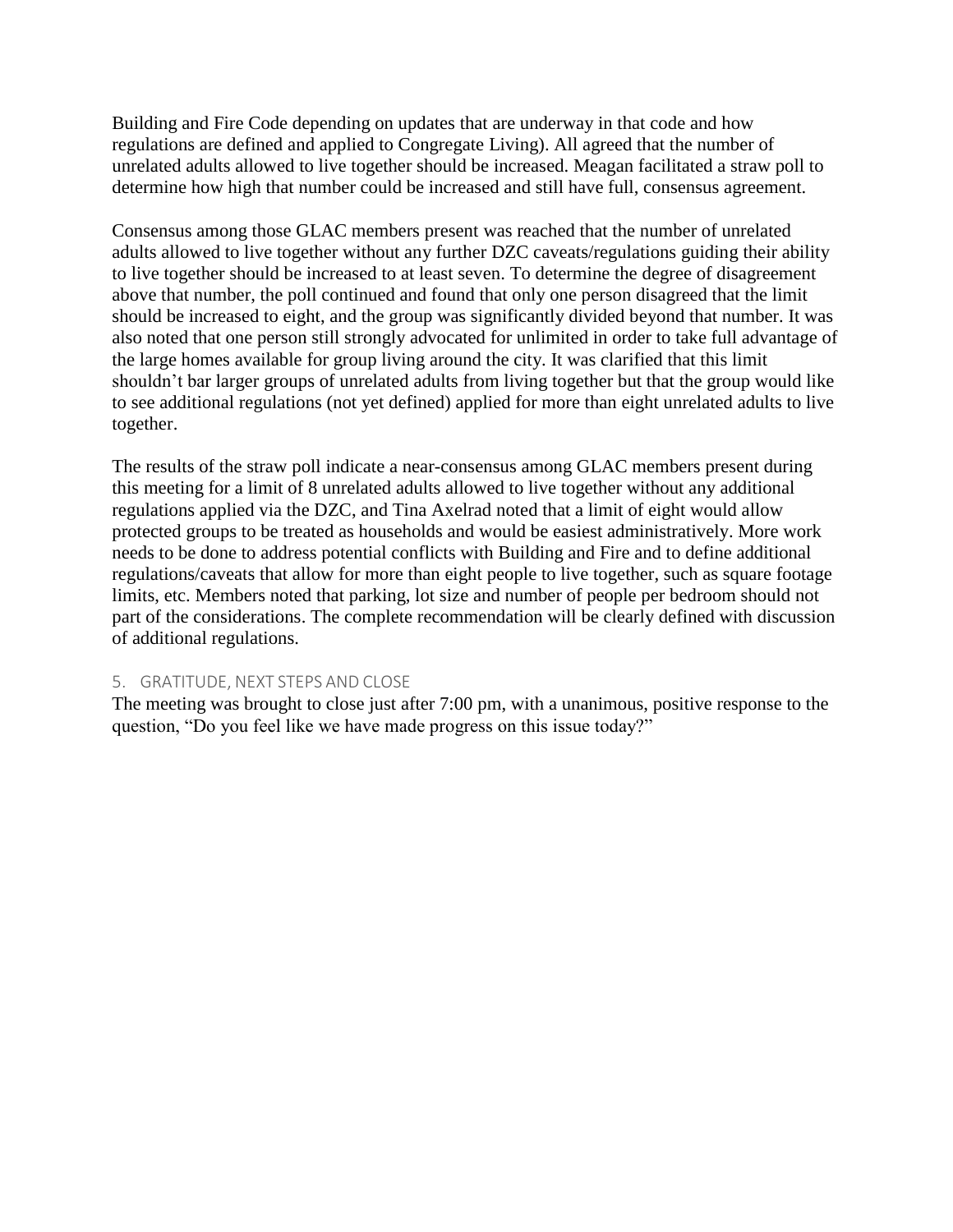Building and Fire Code depending on updates that are underway in that code and how regulations are defined and applied to Congregate Living). All agreed that the number of unrelated adults allowed to live together should be increased. Meagan facilitated a straw poll to determine how high that number could be increased and still have full, consensus agreement.

Consensus among those GLAC members present was reached that the number of unrelated adults allowed to live together without any further DZC caveats/regulations guiding their ability to live together should be increased to at least seven. To determine the degree of disagreement above that number, the poll continued and found that only one person disagreed that the limit should be increased to eight, and the group was significantly divided beyond that number. It was also noted that one person still strongly advocated for unlimited in order to take full advantage of the large homes available for group living around the city. It was clarified that this limit shouldn't bar larger groups of unrelated adults from living together but that the group would like to see additional regulations (not yet defined) applied for more than eight unrelated adults to live together.

The results of the straw poll indicate a near-consensus among GLAC members present during this meeting for a limit of 8 unrelated adults allowed to live together without any additional regulations applied via the DZC, and Tina Axelrad noted that a limit of eight would allow protected groups to be treated as households and would be easiest administratively. More work needs to be done to address potential conflicts with Building and Fire and to define additional regulations/caveats that allow for more than eight people to live together, such as square footage limits, etc. Members noted that parking, lot size and number of people per bedroom should not part of the considerations. The complete recommendation will be clearly defined with discussion of additional regulations.

## 5. GRATITUDE, NEXT STEPS AND CLOSE

The meeting was brought to close just after 7:00 pm, with a unanimous, positive response to the question, "Do you feel like we have made progress on this issue today?"